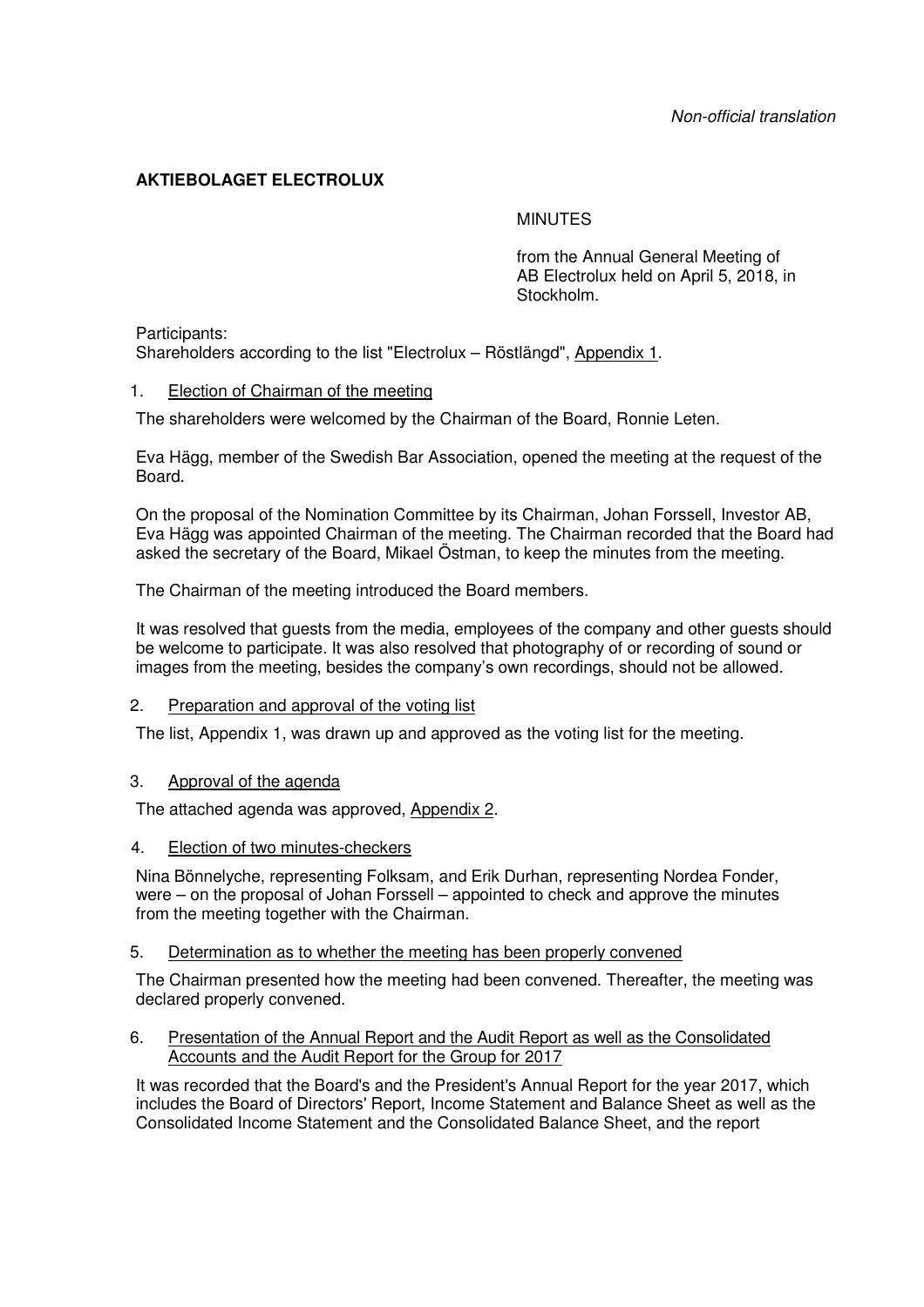*Non-official translation*

**AKTIEBOLAGET ELECTROLUX**

MINUTES

from the Annual General Meeting of AB Electrolux held on April 5, 2018, in Stockholm.

Participants:
Shareholders according to the list "Electrolux – Röstlängd", Appendix 1.

1. Election of Chairman of the meeting

The shareholders were welcomed by the Chairman of the Board, Ronnie Leten.

Eva Hägg, member of the Swedish Bar Association, opened the meeting at the request of the Board.

On the proposal of the Nomination Committee by its Chairman, Johan Forssell, Investor AB, Eva Hägg was appointed Chairman of the meeting. The Chairman recorded that the Board had asked the secretary of the Board, Mikael Östman, to keep the minutes from the meeting.

The Chairman of the meeting introduced the Board members.

It was resolved that guests from the media, employees of the company and other guests should be welcome to participate. It was also resolved that photography of or recording of sound or images from the meeting, besides the company's own recordings, should not be allowed.

2. Preparation and approval of the voting list

The list, Appendix 1, was drawn up and approved as the voting list for the meeting.

3. Approval of the agenda

The attached agenda was approved, Appendix 2.

4. Election of two minutes-checkers

Nina Bönnelyche, representing Folksam, and Erik Durhan, representing Nordea Fonder, were – on the proposal of Johan Forssell – appointed to check and approve the minutes from the meeting together with the Chairman.

5. Determination as to whether the meeting has been properly convened

The Chairman presented how the meeting had been convened. Thereafter, the meeting was declared properly convened.

6. Presentation of the Annual Report and the Audit Report as well as the Consolidated Accounts and the Audit Report for the Group for 2017

It was recorded that the Board's and the President's Annual Report for the year 2017, which includes the Board of Directors' Report, Income Statement and Balance Sheet as well as the Consolidated Income Statement and the Consolidated Balance Sheet, and the report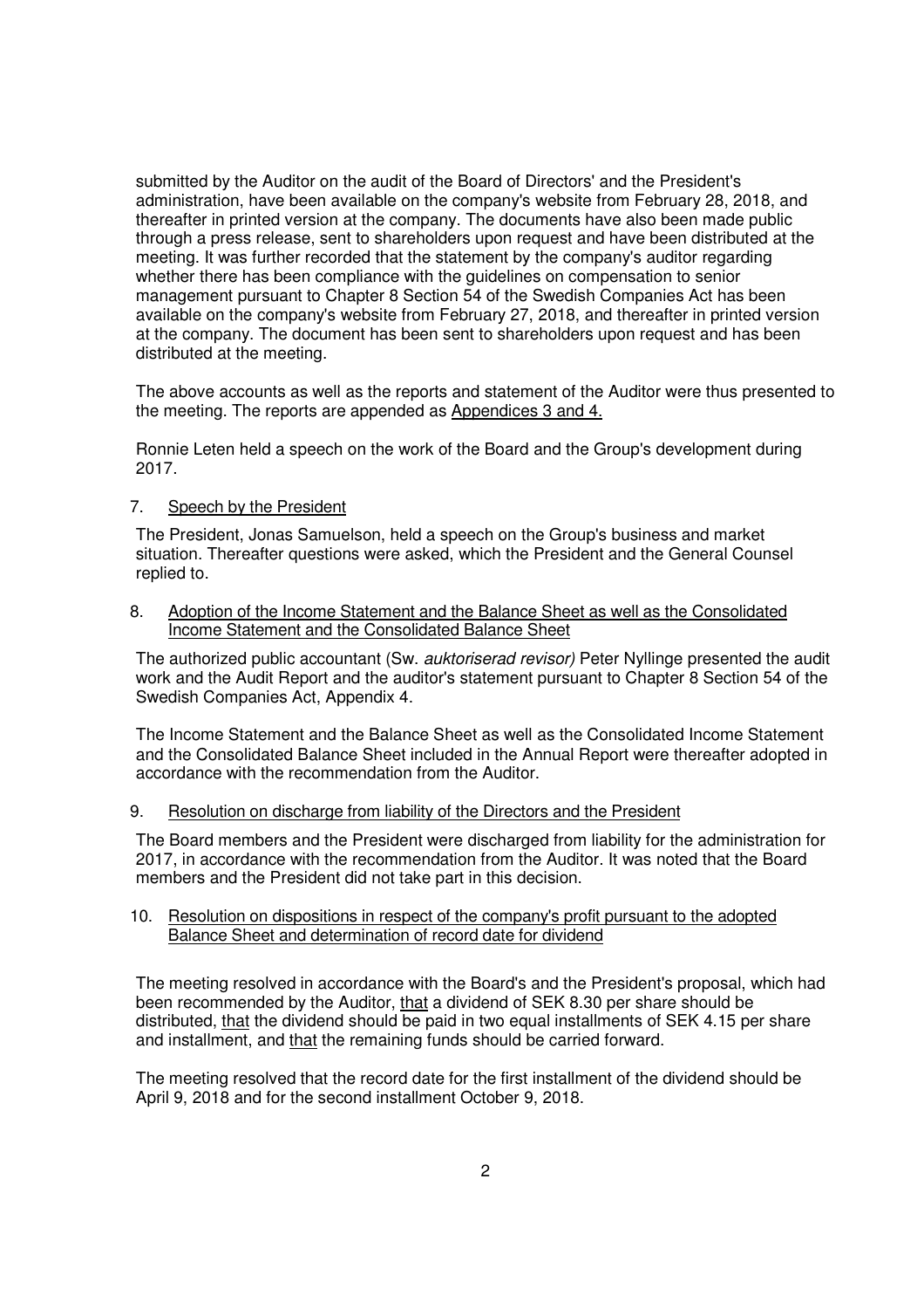submitted by the Auditor on the audit of the Board of Directors' and the President's administration, have been available on the company's website from February 28, 2018, and thereafter in printed version at the company. The documents have also been made public through a press release, sent to shareholders upon request and have been distributed at the meeting. It was further recorded that the statement by the company's auditor regarding whether there has been compliance with the guidelines on compensation to senior management pursuant to Chapter 8 Section 54 of the Swedish Companies Act has been available on the company's website from February 27, 2018, and thereafter in printed version at the company. The document has been sent to shareholders upon request and has been distributed at the meeting.

The above accounts as well as the reports and statement of the Auditor were thus presented to the meeting. The reports are appended as <u>Appendices 3 and 4.</u>

Ronnie Leten held a speech on the work of the Board and the Group's development during 2017.

7. <u>Speech by the President</u>

The President, Jonas Samuelson, held a speech on the Group's business and market situation. Thereafter questions were asked, which the President and the General Counsel replied to.

8. <u>Adoption of the Income Statement and the Balance Sheet as well as the Consolidated Income Statement and the Consolidated Balance Sheet</u>

The authorized public accountant (Sw. *auktoriserad revisor)* Peter Nyllinge presented the audit work and the Audit Report and the auditor's statement pursuant to Chapter 8 Section 54 of the Swedish Companies Act, Appendix 4.

The Income Statement and the Balance Sheet as well as the Consolidated Income Statement and the Consolidated Balance Sheet included in the Annual Report were thereafter adopted in accordance with the recommendation from the Auditor.

9. <u>Resolution on discharge from liability of the Directors and the President</u>

The Board members and the President were discharged from liability for the administration for 2017, in accordance with the recommendation from the Auditor. It was noted that the Board members and the President did not take part in this decision.

10. <u>Resolution on dispositions in respect of the company's profit pursuant to the adopted Balance Sheet and determination of record date for dividend</u>

The meeting resolved in accordance with the Board's and the President's proposal, which had been recommended by the Auditor, <u>that</u> a dividend of SEK 8.30 per share should be distributed, <u>that</u> the dividend should be paid in two equal installments of SEK 4.15 per share and installment, and <u>that</u> the remaining funds should be carried forward.

The meeting resolved that the record date for the first installment of the dividend should be April 9, 2018 and for the second installment October 9, 2018.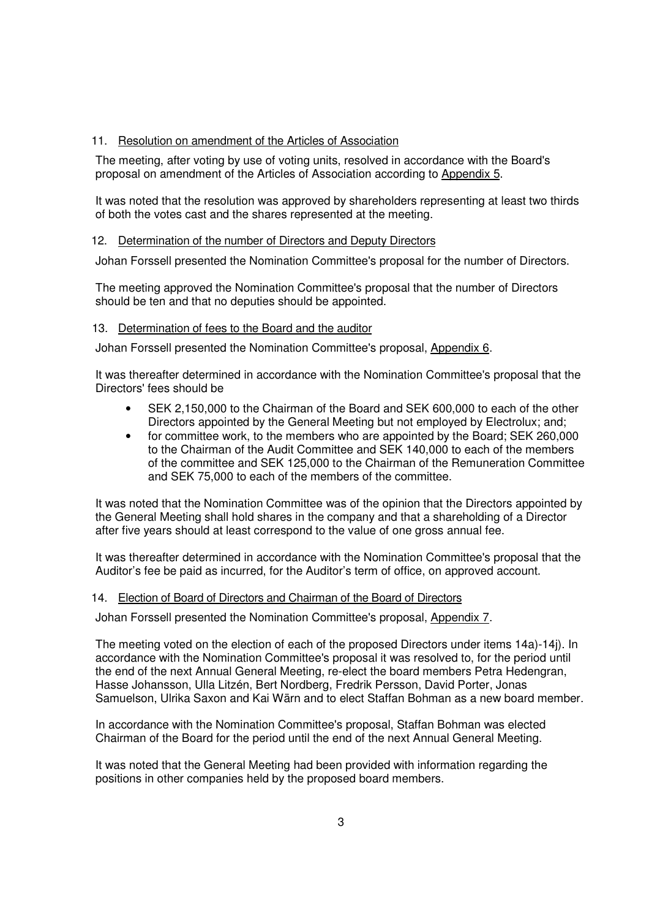11. Resolution on amendment of the Articles of Association

The meeting, after voting by use of voting units, resolved in accordance with the Board's proposal on amendment of the Articles of Association according to Appendix 5.

It was noted that the resolution was approved by shareholders representing at least two thirds of both the votes cast and the shares represented at the meeting.

12. Determination of the number of Directors and Deputy Directors

Johan Forssell presented the Nomination Committee's proposal for the number of Directors.

The meeting approved the Nomination Committee's proposal that the number of Directors should be ten and that no deputies should be appointed.

13. Determination of fees to the Board and the auditor

Johan Forssell presented the Nomination Committee's proposal, Appendix 6.

It was thereafter determined in accordance with the Nomination Committee's proposal that the Directors' fees should be

- SEK 2,150,000 to the Chairman of the Board and SEK 600,000 to each of the other Directors appointed by the General Meeting but not employed by Electrolux; and;
- for committee work, to the members who are appointed by the Board; SEK 260,000 to the Chairman of the Audit Committee and SEK 140,000 to each of the members of the committee and SEK 125,000 to the Chairman of the Remuneration Committee and SEK 75,000 to each of the members of the committee.

It was noted that the Nomination Committee was of the opinion that the Directors appointed by the General Meeting shall hold shares in the company and that a shareholding of a Director after five years should at least correspond to the value of one gross annual fee.

It was thereafter determined in accordance with the Nomination Committee's proposal that the Auditor's fee be paid as incurred, for the Auditor's term of office, on approved account.

14. Election of Board of Directors and Chairman of the Board of Directors

Johan Forssell presented the Nomination Committee's proposal, Appendix 7.

The meeting voted on the election of each of the proposed Directors under items 14a)-14j). In accordance with the Nomination Committee's proposal it was resolved to, for the period until the end of the next Annual General Meeting, re-elect the board members Petra Hedengran, Hasse Johansson, Ulla Litzén, Bert Nordberg, Fredrik Persson, David Porter, Jonas Samuelson, Ulrika Saxon and Kai Wärn and to elect Staffan Bohman as a new board member.

In accordance with the Nomination Committee's proposal, Staffan Bohman was elected Chairman of the Board for the period until the end of the next Annual General Meeting.

It was noted that the General Meeting had been provided with information regarding the positions in other companies held by the proposed board members.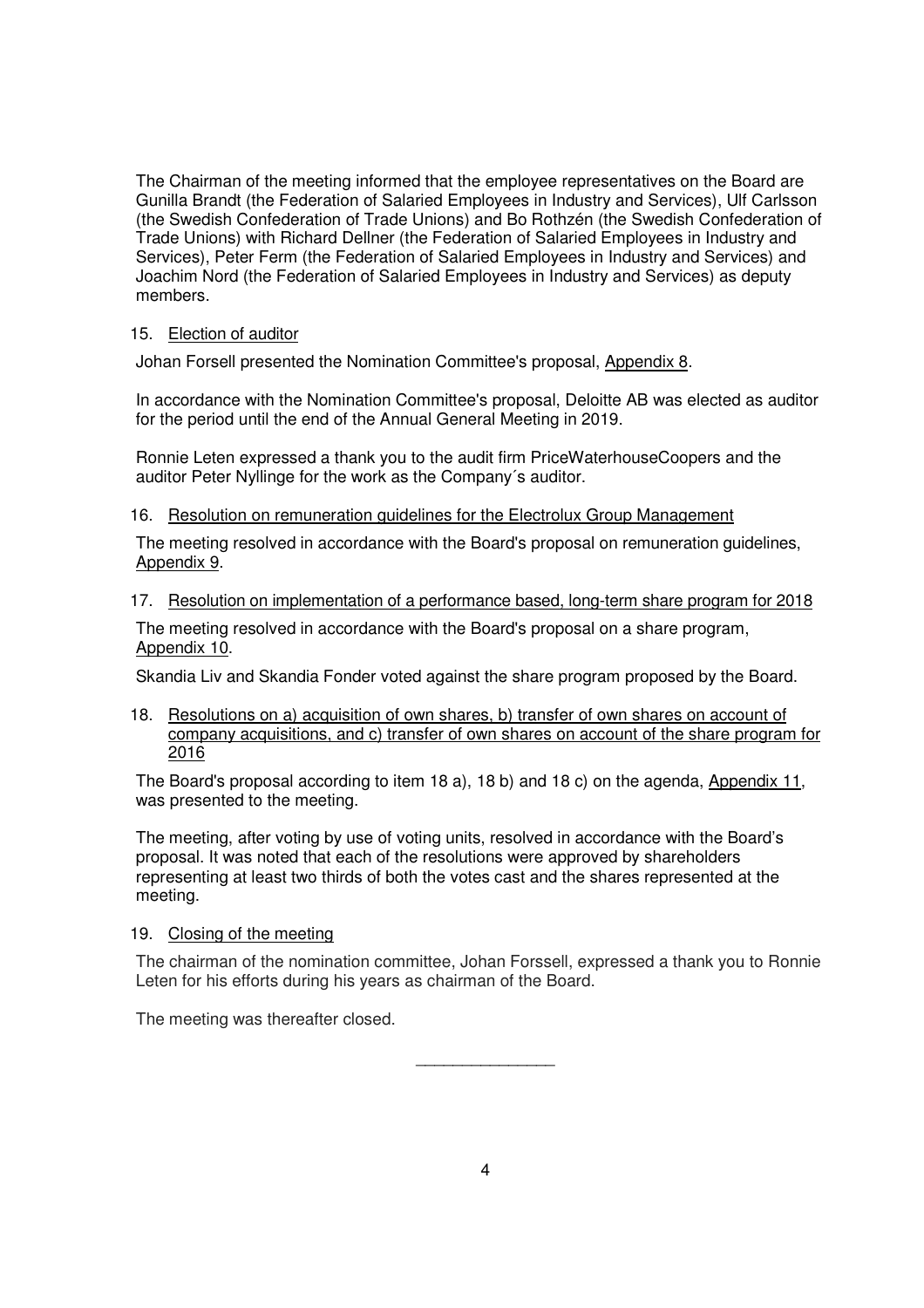The Chairman of the meeting informed that the employee representatives on the Board are Gunilla Brandt (the Federation of Salaried Employees in Industry and Services), Ulf Carlsson (the Swedish Confederation of Trade Unions) and Bo Rothzén (the Swedish Confederation of Trade Unions) with Richard Dellner (the Federation of Salaried Employees in Industry and Services), Peter Ferm (the Federation of Salaried Employees in Industry and Services) and Joachim Nord (the Federation of Salaried Employees in Industry and Services) as deputy members.

15. Election of auditor

Johan Forsell presented the Nomination Committee's proposal, Appendix 8.

In accordance with the Nomination Committee's proposal, Deloitte AB was elected as auditor for the period until the end of the Annual General Meeting in 2019.

Ronnie Leten expressed a thank you to the audit firm PriceWaterhouseCoopers and the auditor Peter Nyllinge for the work as the Company´s auditor.

16. Resolution on remuneration guidelines for the Electrolux Group Management

The meeting resolved in accordance with the Board's proposal on remuneration guidelines, Appendix 9.

17. Resolution on implementation of a performance based, long-term share program for 2018

The meeting resolved in accordance with the Board's proposal on a share program, Appendix 10.

Skandia Liv and Skandia Fonder voted against the share program proposed by the Board.

18. Resolutions on a) acquisition of own shares, b) transfer of own shares on account of company acquisitions, and c) transfer of own shares on account of the share program for 2016

The Board's proposal according to item 18 a), 18 b) and 18 c) on the agenda, Appendix 11, was presented to the meeting.

The meeting, after voting by use of voting units, resolved in accordance with the Board's proposal. It was noted that each of the resolutions were approved by shareholders representing at least two thirds of both the votes cast and the shares represented at the meeting.

19. Closing of the meeting

The chairman of the nomination committee, Johan Forssell, expressed a thank you to Ronnie Leten for his efforts during his years as chairman of the Board.

The meeting was thereafter closed.

\_\_\_\_\_\_\_\_\_\_\_\_\_\_\_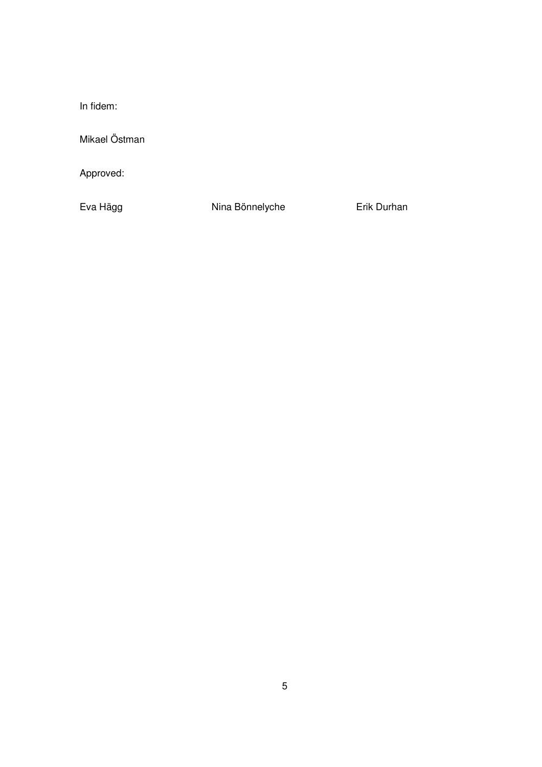In fidem:

Mikael Östman

Approved:

Eva Hägg Nina Bönnelyche Erik Durhan